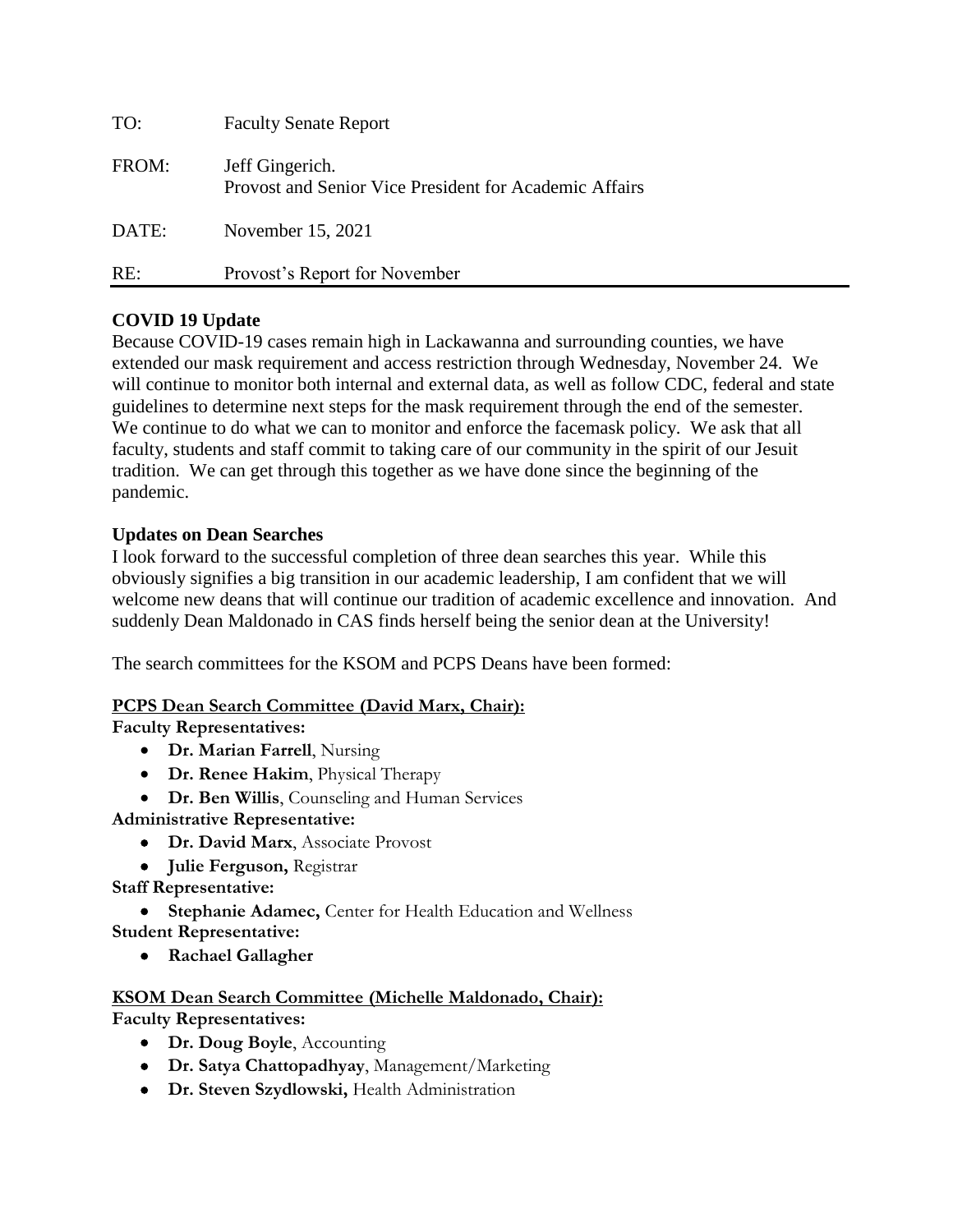TO: Faculty Senate Report

FROM: Jeff Gingerich.
Provost and Senior Vice President for Academic Affairs

DATE: November 15, 2021

RE: Provost's Report for November

---

**COVID 19 Update**

Because COVID-19 cases remain high in Lackawanna and surrounding counties, we have extended our mask requirement and access restriction through Wednesday, November 24. We will continue to monitor both internal and external data, as well as follow CDC, federal and state guidelines to determine next steps for the mask requirement through the end of the semester. We continue to do what we can to monitor and enforce the facemask policy. We ask that all faculty, students and staff commit to taking care of our community in the spirit of our Jesuit tradition. We can get through this together as we have done since the beginning of the pandemic.

**Updates on Dean Searches**

I look forward to the successful completion of three dean searches this year. While this obviously signifies a big transition in our academic leadership, I am confident that we will welcome new deans that will continue our tradition of academic excellence and innovation. And suddenly Dean Maldonado in CAS finds herself being the senior dean at the University!

The search committees for the KSOM and PCPS Deans have been formed:

**PCPS Dean Search Committee (David Marx, Chair):**

**Faculty Representatives:**

- **Dr. Marian Farrell**, Nursing
- **Dr. Renee Hakim**, Physical Therapy
- **Dr. Ben Willis**, Counseling and Human Services

**Administrative Representative:**

- **Dr. David Marx**, Associate Provost
- **Julie Ferguson,** Registrar

**Staff Representative:**

- **Stephanie Adamec,** Center for Health Education and Wellness

**Student Representative:**

- **Rachael Gallagher**

**KSOM Dean Search Committee (Michelle Maldonado, Chair):**

**Faculty Representatives:**

- **Dr. Doug Boyle**, Accounting
- **Dr. Satya Chattopadhyay**, Management/Marketing
- **Dr. Steven Szydlowski,** Health Administration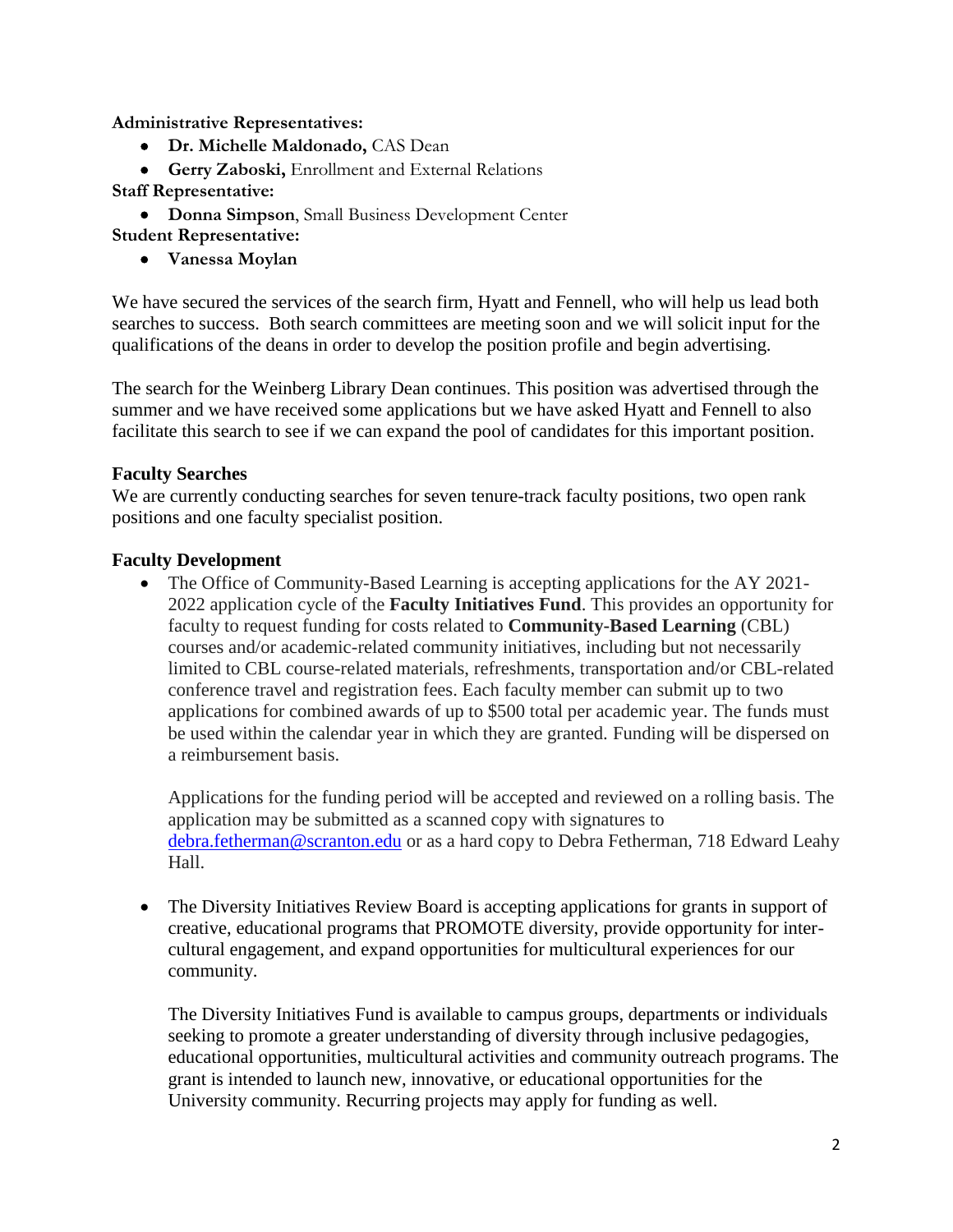**Administrative Representatives:**

- **Dr. Michelle Maldonado,** CAS Dean
- **Gerry Zaboski,** Enrollment and External Relations

**Staff Representative:**

- **Donna Simpson**, Small Business Development Center

**Student Representative:**

- **Vanessa Moylan**

We have secured the services of the search firm, Hyatt and Fennell, who will help us lead both searches to success. Both search committees are meeting soon and we will solicit input for the qualifications of the deans in order to develop the position profile and begin advertising.

The search for the Weinberg Library Dean continues. This position was advertised through the summer and we have received some applications but we have asked Hyatt and Fennell to also facilitate this search to see if we can expand the pool of candidates for this important position.

**Faculty Searches**

We are currently conducting searches for seven tenure-track faculty positions, two open rank positions and one faculty specialist position.

**Faculty Development**

- The Office of Community-Based Learning is accepting applications for the AY 2021-2022 application cycle of the **Faculty Initiatives Fund**. This provides an opportunity for faculty to request funding for costs related to **Community-Based Learning** (CBL) courses and/or academic-related community initiatives, including but not necessarily limited to CBL course-related materials, refreshments, transportation and/or CBL-related conference travel and registration fees. Each faculty member can submit up to two applications for combined awards of up to $500 total per academic year. The funds must be used within the calendar year in which they are granted. Funding will be dispersed on a reimbursement basis.

  Applications for the funding period will be accepted and reviewed on a rolling basis. The application may be submitted as a scanned copy with signatures to debra.fetherman@scranton.edu or as a hard copy to Debra Fetherman, 718 Edward Leahy Hall.

- The Diversity Initiatives Review Board is accepting applications for grants in support of creative, educational programs that PROMOTE diversity, provide opportunity for inter-cultural engagement, and expand opportunities for multicultural experiences for our community.

  The Diversity Initiatives Fund is available to campus groups, departments or individuals seeking to promote a greater understanding of diversity through inclusive pedagogies, educational opportunities, multicultural activities and community outreach programs. The grant is intended to launch new, innovative, or educational opportunities for the University community. Recurring projects may apply for funding as well.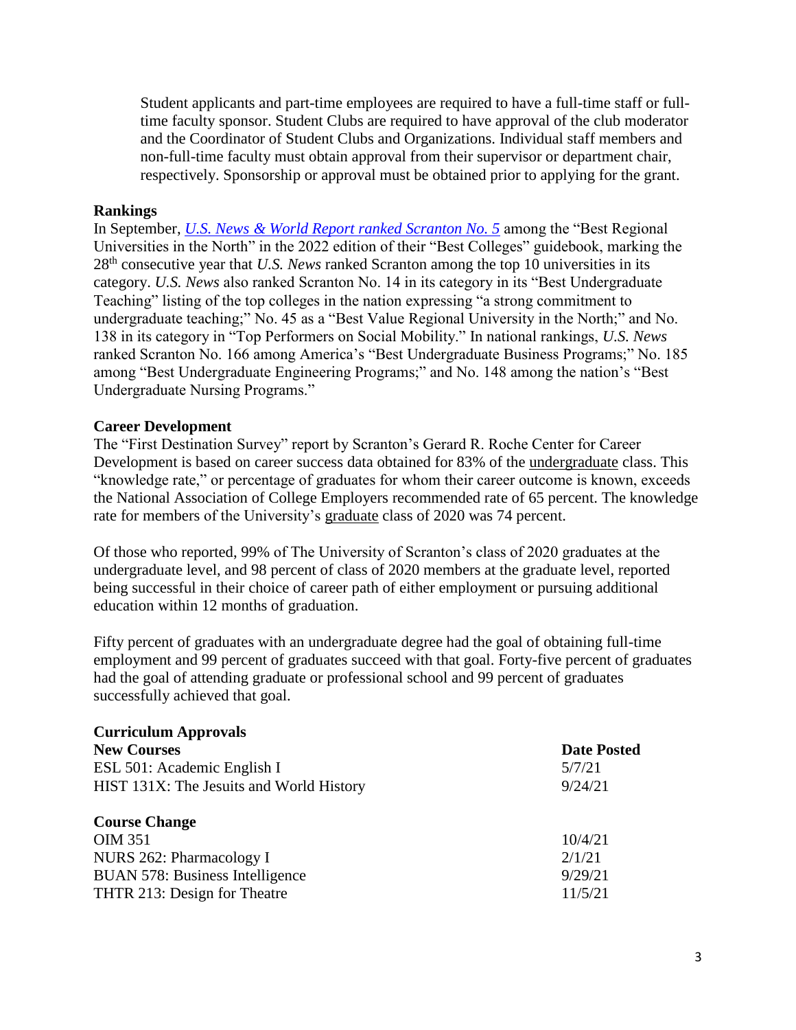Student applicants and part-time employees are required to have a full-time staff or full-time faculty sponsor. Student Clubs are required to have approval of the club moderator and the Coordinator of Student Clubs and Organizations. Individual staff members and non-full-time faculty must obtain approval from their supervisor or department chair, respectively. Sponsorship or approval must be obtained prior to applying for the grant.

**Rankings**

In September, *U.S. News & World Report ranked Scranton No. 5* among the "Best Regional Universities in the North" in the 2022 edition of their "Best Colleges" guidebook, marking the 28th consecutive year that *U.S. News* ranked Scranton among the top 10 universities in its category. *U.S. News* also ranked Scranton No. 14 in its category in its "Best Undergraduate Teaching" listing of the top colleges in the nation expressing "a strong commitment to undergraduate teaching;" No. 45 as a "Best Value Regional University in the North;" and No. 138 in its category in "Top Performers on Social Mobility." In national rankings, *U.S. News* ranked Scranton No. 166 among America's "Best Undergraduate Business Programs;" No. 185 among "Best Undergraduate Engineering Programs;" and No. 148 among the nation's "Best Undergraduate Nursing Programs."

**Career Development**

The "First Destination Survey" report by Scranton's Gerard R. Roche Center for Career Development is based on career success data obtained for 83% of the undergraduate class. This "knowledge rate," or percentage of graduates for whom their career outcome is known, exceeds the National Association of College Employers recommended rate of 65 percent. The knowledge rate for members of the University's graduate class of 2020 was 74 percent.

Of those who reported, 99% of The University of Scranton's class of 2020 graduates at the undergraduate level, and 98 percent of class of 2020 members at the graduate level, reported being successful in their choice of career path of either employment or pursuing additional education within 12 months of graduation.

Fifty percent of graduates with an undergraduate degree had the goal of obtaining full-time employment and 99 percent of graduates succeed with that goal. Forty-five percent of graduates had the goal of attending graduate or professional school and 99 percent of graduates successfully achieved that goal.

**Curriculum Approvals**

| **New Courses** | **Date Posted** |
|---|---|
| ESL 501: Academic English I | 5/7/21 |
| HIST 131X: The Jesuits and World History | 9/24/21 |
| **Course Change** | |
| OIM 351 | 10/4/21 |
| NURS 262: Pharmacology I | 2/1/21 |
| BUAN 578: Business Intelligence | 9/29/21 |
| THTR 213: Design for Theatre | 11/5/21 |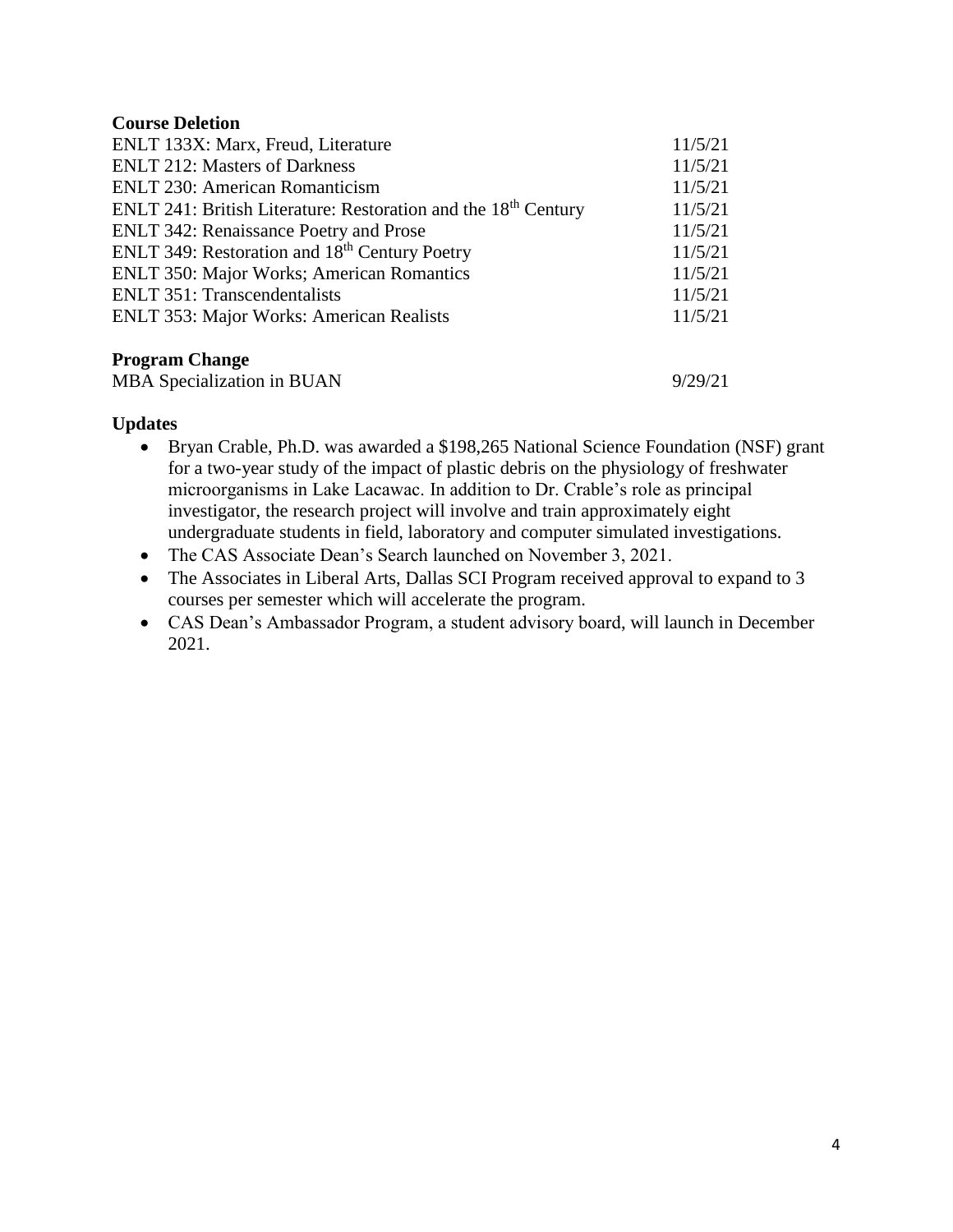**Course Deletion**

| | |
|---|---|
| ENLT 133X: Marx, Freud, Literature | 11/5/21 |
| ENLT 212: Masters of Darkness | 11/5/21 |
| ENLT 230: American Romanticism | 11/5/21 |
| ENLT 241: British Literature: Restoration and the 18th Century | 11/5/21 |
| ENLT 342: Renaissance Poetry and Prose | 11/5/21 |
| ENLT 349: Restoration and 18th Century Poetry | 11/5/21 |
| ENLT 350: Major Works; American Romantics | 11/5/21 |
| ENLT 351: Transcendentalists | 11/5/21 |
| ENLT 353: Major Works: American Realists | 11/5/21 |

**Program Change**

| | |
|---|---|
| MBA Specialization in BUAN | 9/29/21 |

**Updates**

- Bryan Crable, Ph.D. was awarded a $198,265 National Science Foundation (NSF) grant for a two-year study of the impact of plastic debris on the physiology of freshwater microorganisms in Lake Lacawac. In addition to Dr. Crable's role as principal investigator, the research project will involve and train approximately eight undergraduate students in field, laboratory and computer simulated investigations.
- The CAS Associate Dean's Search launched on November 3, 2021.
- The Associates in Liberal Arts, Dallas SCI Program received approval to expand to 3 courses per semester which will accelerate the program.
- CAS Dean's Ambassador Program, a student advisory board, will launch in December 2021.